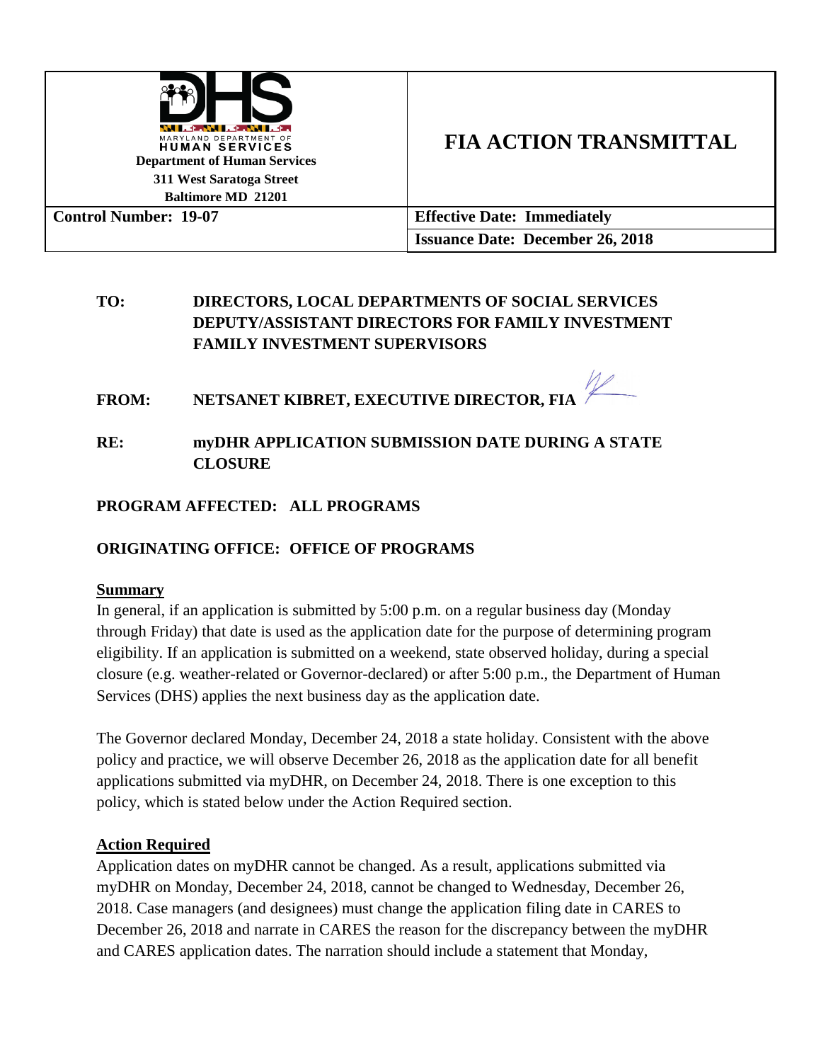| MARYLAND DEPARTMENT OF HUMAN SERVICES<br>**Department of Human Services**<br>**311 West Saratoga Street**<br>**Baltimore MD 21201** | **FIA ACTION TRANSMITTAL** |
|---|---|
| **Control Number: 19-07** | **Effective Date: Immediately** |
| | **Issuance Date: December 26, 2018** |

**TO:** **DIRECTORS, LOCAL DEPARTMENTS OF SOCIAL SERVICES**
**DEPUTY/ASSISTANT DIRECTORS FOR FAMILY INVESTMENT**
**FAMILY INVESTMENT SUPERVISORS**

**FROM:** **NETSANET KIBRET, EXECUTIVE DIRECTOR, FIA**

**RE:** **myDHR APPLICATION SUBMISSION DATE DURING A STATE CLOSURE**

**PROGRAM AFFECTED: ALL PROGRAMS**

**ORIGINATING OFFICE: OFFICE OF PROGRAMS**

## Summary

In general, if an application is submitted by 5:00 p.m. on a regular business day (Monday through Friday) that date is used as the application date for the purpose of determining program eligibility. If an application is submitted on a weekend, state observed holiday, during a special closure (e.g. weather-related or Governor-declared) or after 5:00 p.m., the Department of Human Services (DHS) applies the next business day as the application date.

The Governor declared Monday, December 24, 2018 a state holiday. Consistent with the above policy and practice, we will observe December 26, 2018 as the application date for all benefit applications submitted via myDHR, on December 24, 2018. There is one exception to this policy, which is stated below under the Action Required section.

## Action Required

Application dates on myDHR cannot be changed. As a result, applications submitted via myDHR on Monday, December 24, 2018, cannot be changed to Wednesday, December 26, 2018. Case managers (and designees) must change the application filing date in CARES to December 26, 2018 and narrate in CARES the reason for the discrepancy between the myDHR and CARES application dates. The narration should include a statement that Monday,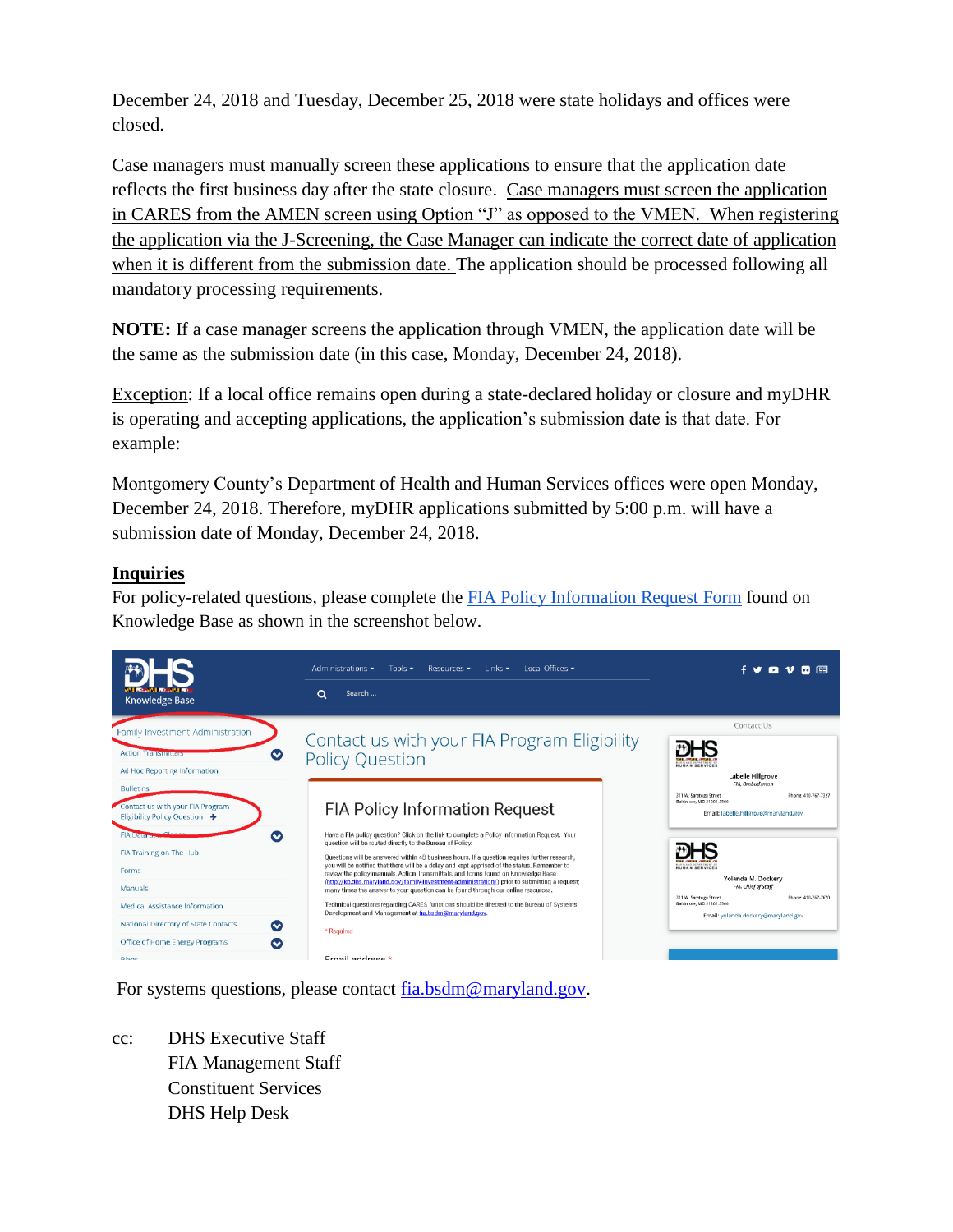December 24, 2018 and Tuesday, December 25, 2018 were state holidays and offices were closed.

Case managers must manually screen these applications to ensure that the application date reflects the first business day after the state closure. Case managers must screen the application in CARES from the AMEN screen using Option "J" as opposed to the VMEN. When registering the application via the J-Screening, the Case Manager can indicate the correct date of application when it is different from the submission date. The application should be processed following all mandatory processing requirements.

**NOTE:** If a case manager screens the application through VMEN, the application date will be the same as the submission date (in this case, Monday, December 24, 2018).

Exception: If a local office remains open during a state-declared holiday or closure and myDHR is operating and accepting applications, the application's submission date is that date. For example:

Montgomery County's Department of Health and Human Services offices were open Monday, December 24, 2018. Therefore, myDHR applications submitted by 5:00 p.m. will have a submission date of Monday, December 24, 2018.

## Inquiries

For policy-related questions, please complete the FIA Policy Information Request Form found on Knowledge Base as shown in the screenshot below.

For systems questions, please contact fia.bsdm@maryland.gov.

cc: DHS Executive Staff
FIA Management Staff
Constituent Services
DHS Help Desk